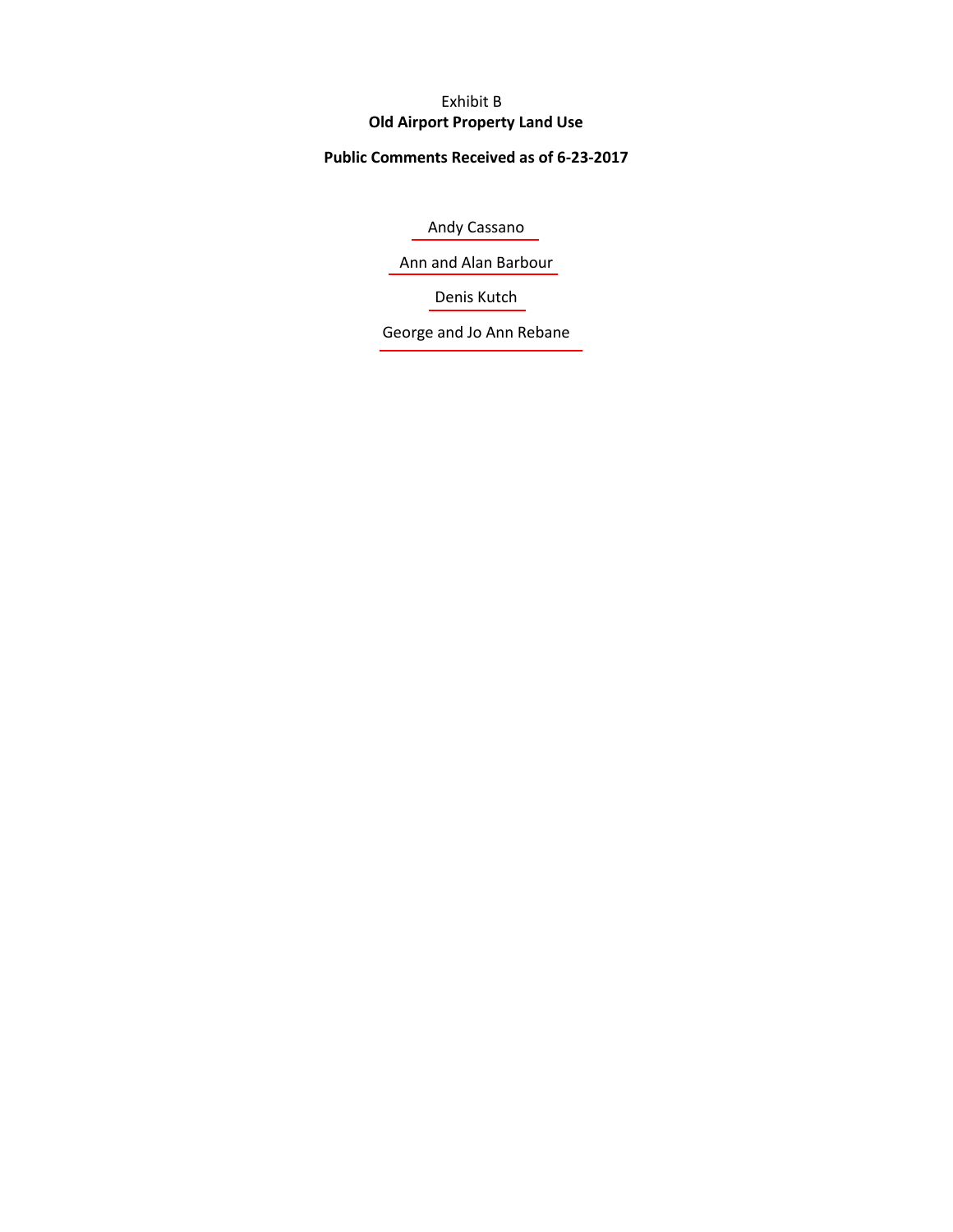Exhibit B

# Old Airport Property Land Use

## Public Comments Received as of 6-23-2017

Andy Cassano

Ann and Alan Barbour

Denis Kutch

George and Jo Ann Rebane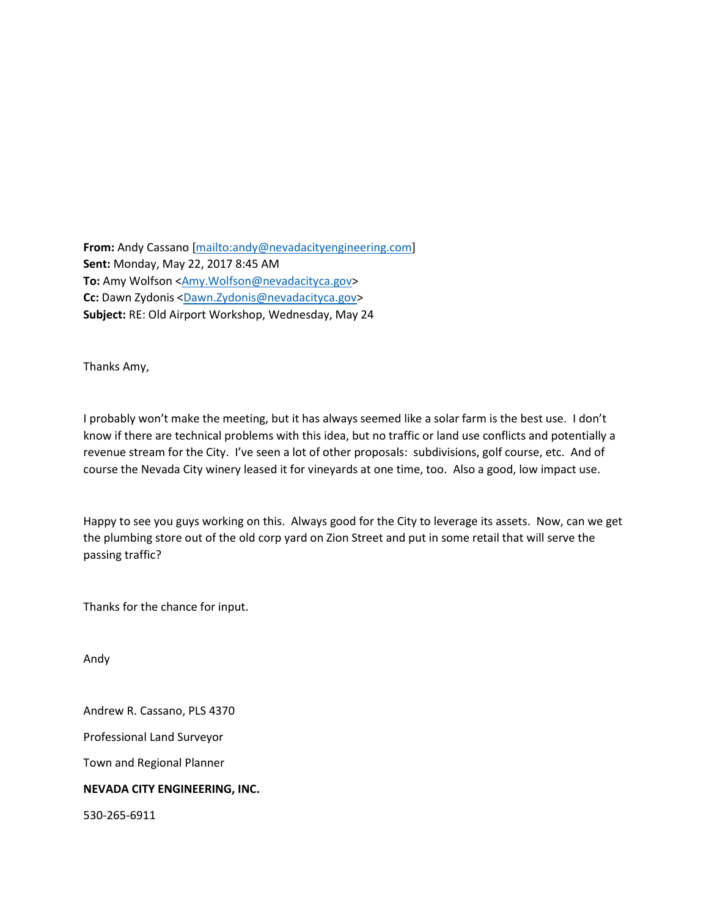**From:** Andy Cassano [mailto:andy@nevadacityengineering.com]
**Sent:** Monday, May 22, 2017 8:45 AM
**To:** Amy Wolfson <Amy.Wolfson@nevadacityca.gov>
**Cc:** Dawn Zydonis <Dawn.Zydonis@nevadacityca.gov>
**Subject:** RE: Old Airport Workshop, Wednesday, May 24

Thanks Amy,

I probably won't make the meeting, but it has always seemed like a solar farm is the best use. I don't know if there are technical problems with this idea, but no traffic or land use conflicts and potentially a revenue stream for the City. I've seen a lot of other proposals: subdivisions, golf course, etc. And of course the Nevada City winery leased it for vineyards at one time, too. Also a good, low impact use.

Happy to see you guys working on this. Always good for the City to leverage its assets. Now, can we get the plumbing store out of the old corp yard on Zion Street and put in some retail that will serve the passing traffic?

Thanks for the chance for input.

Andy

Andrew R. Cassano, PLS 4370

Professional Land Surveyor

Town and Regional Planner

**NEVADA CITY ENGINEERING, INC.**

530-265-6911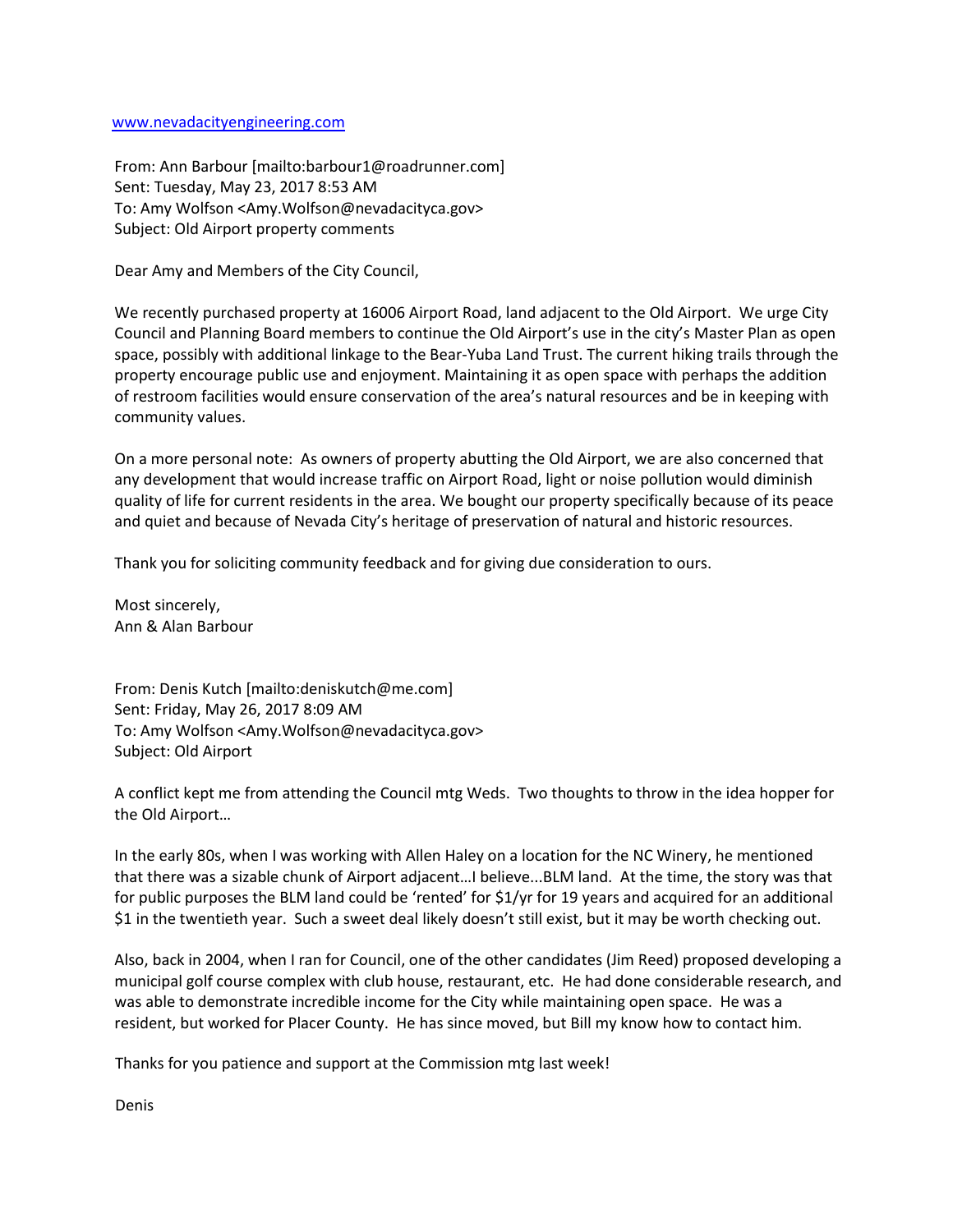www.nevadacityengineering.com

From: Ann Barbour [mailto:barbour1@roadrunner.com]
Sent: Tuesday, May 23, 2017 8:53 AM
To: Amy Wolfson <Amy.Wolfson@nevadacityca.gov>
Subject: Old Airport property comments

Dear Amy and Members of the City Council,

We recently purchased property at 16006 Airport Road, land adjacent to the Old Airport. We urge City Council and Planning Board members to continue the Old Airport's use in the city's Master Plan as open space, possibly with additional linkage to the Bear-Yuba Land Trust. The current hiking trails through the property encourage public use and enjoyment. Maintaining it as open space with perhaps the addition of restroom facilities would ensure conservation of the area's natural resources and be in keeping with community values.

On a more personal note: As owners of property abutting the Old Airport, we are also concerned that any development that would increase traffic on Airport Road, light or noise pollution would diminish quality of life for current residents in the area. We bought our property specifically because of its peace and quiet and because of Nevada City's heritage of preservation of natural and historic resources.

Thank you for soliciting community feedback and for giving due consideration to ours.

Most sincerely,
Ann & Alan Barbour

From: Denis Kutch [mailto:deniskutch@me.com]
Sent: Friday, May 26, 2017 8:09 AM
To: Amy Wolfson <Amy.Wolfson@nevadacityca.gov>
Subject: Old Airport

A conflict kept me from attending the Council mtg Weds. Two thoughts to throw in the idea hopper for the Old Airport…

In the early 80s, when I was working with Allen Haley on a location for the NC Winery, he mentioned that there was a sizable chunk of Airport adjacent…I believe...BLM land. At the time, the story was that for public purposes the BLM land could be 'rented' for $1/yr for 19 years and acquired for an additional $1 in the twentieth year. Such a sweet deal likely doesn't still exist, but it may be worth checking out.

Also, back in 2004, when I ran for Council, one of the other candidates (Jim Reed) proposed developing a municipal golf course complex with club house, restaurant, etc. He had done considerable research, and was able to demonstrate incredible income for the City while maintaining open space. He was a resident, but worked for Placer County. He has since moved, but Bill my know how to contact him.

Thanks for you patience and support at the Commission mtg last week!

Denis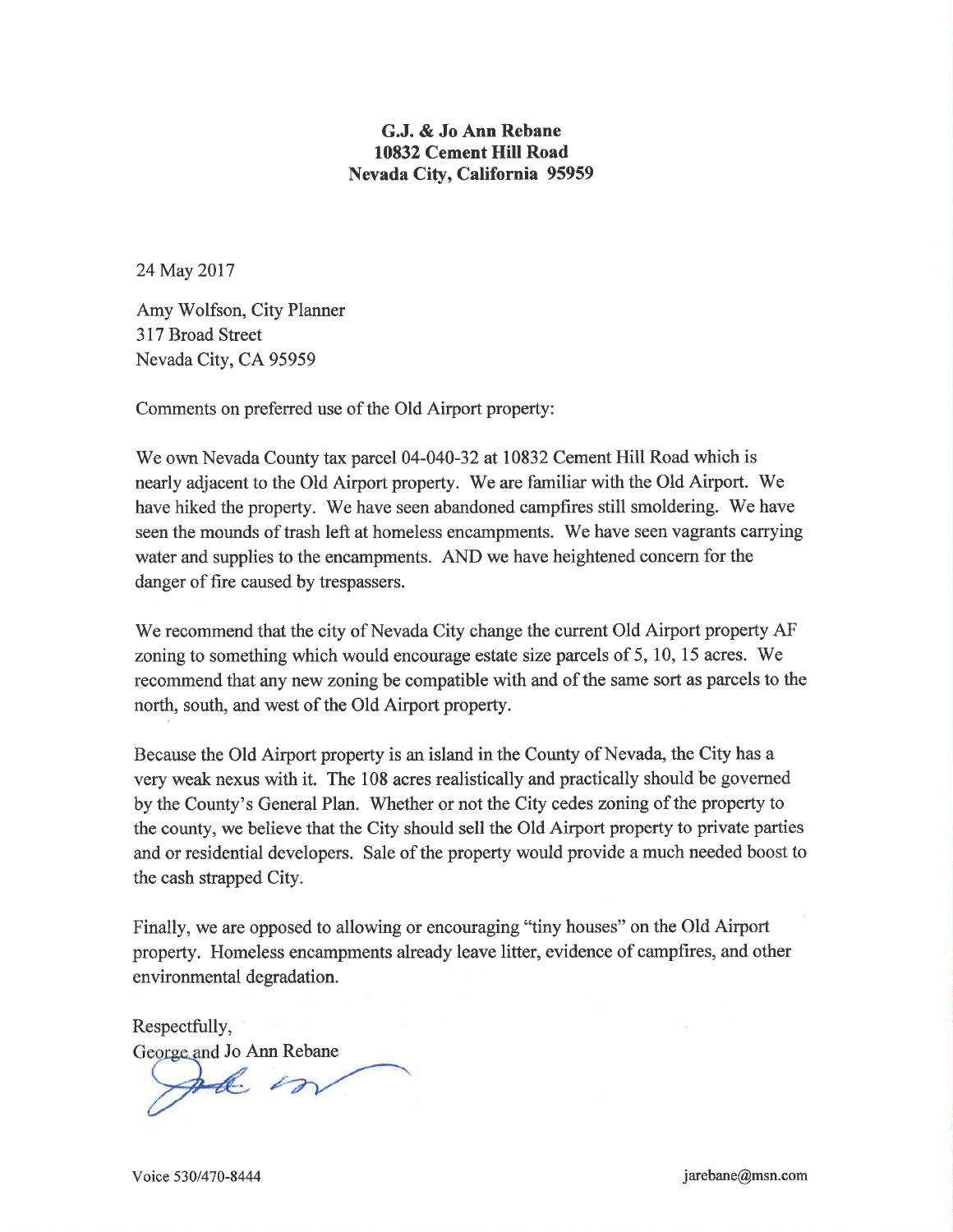**G.J. & Jo Ann Rebane**
**10832 Cement Hill Road**
**Nevada City, California 95959**

24 May 2017

Amy Wolfson, City Planner
317 Broad Street
Nevada City, CA 95959

Comments on preferred use of the Old Airport property:

We own Nevada County tax parcel 04-040-32 at 10832 Cement Hill Road which is nearly adjacent to the Old Airport property. We are familiar with the Old Airport. We have hiked the property. We have seen abandoned campfires still smoldering. We have seen the mounds of trash left at homeless encampments. We have seen vagrants carrying water and supplies to the encampments. AND we have heightened concern for the danger of fire caused by trespassers.

We recommend that the city of Nevada City change the current Old Airport property AF zoning to something which would encourage estate size parcels of 5, 10, 15 acres. We recommend that any new zoning be compatible with and of the same sort as parcels to the north, south, and west of the Old Airport property.

Because the Old Airport property is an island in the County of Nevada, the City has a very weak nexus with it. The 108 acres realistically and practically should be governed by the County's General Plan. Whether or not the City cedes zoning of the property to the county, we believe that the City should sell the Old Airport property to private parties and or residential developers. Sale of the property would provide a much needed boost to the cash strapped City.

Finally, we are opposed to allowing or encouraging "tiny houses" on the Old Airport property. Homeless encampments already leave litter, evidence of campfires, and other environmental degradation.

Respectfully,
George and Jo Ann Rebane

Voice 530/470-8444

jarebane@msn.com